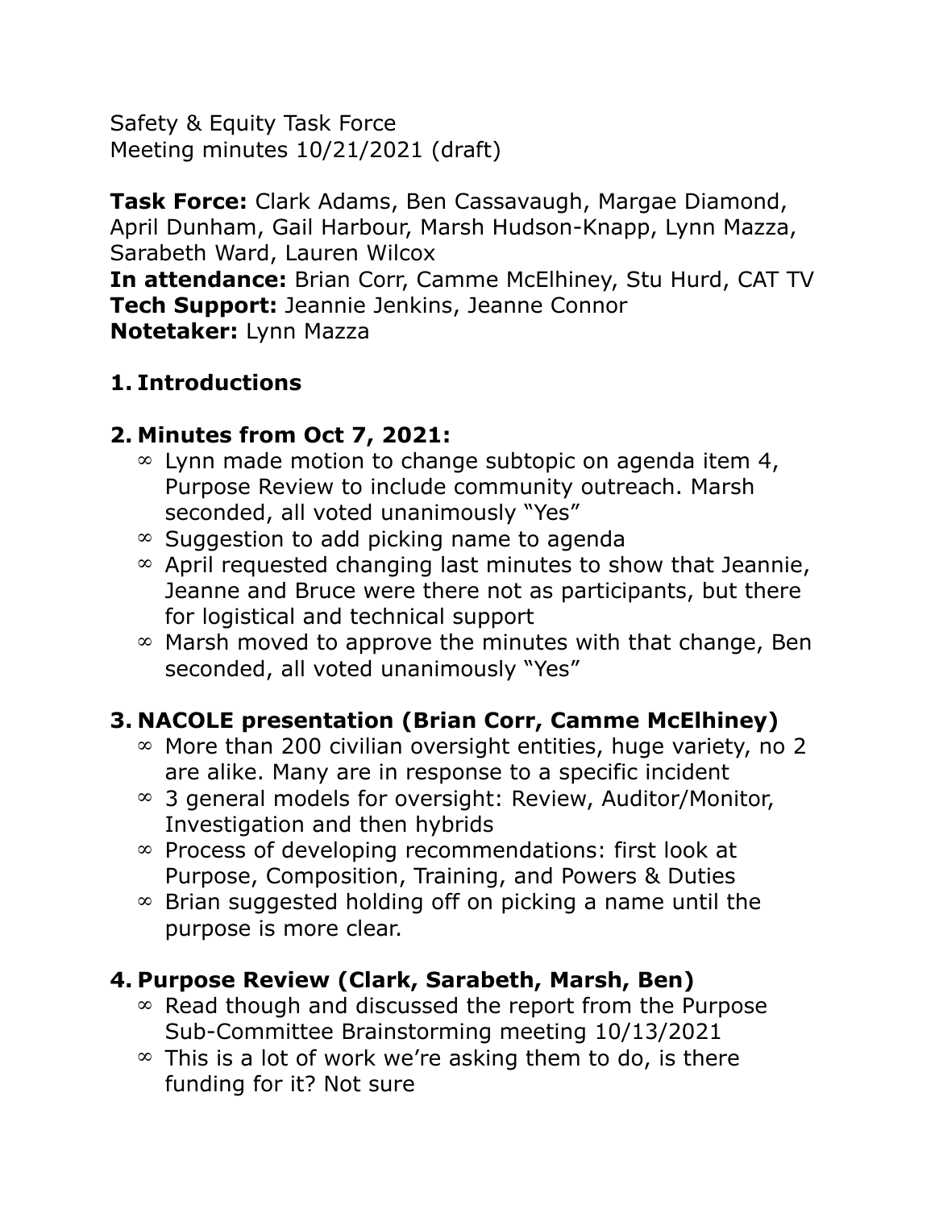Safety & Equity Task Force
Meeting minutes 10/21/2021 (draft)

**Task Force:** Clark Adams, Ben Cassavaugh, Margae Diamond, April Dunham, Gail Harbour, Marsh Hudson-Knapp, Lynn Mazza, Sarabeth Ward, Lauren Wilcox
**In attendance:** Brian Corr, Camme McElhiney, Stu Hurd, CAT TV
**Tech Support:** Jeannie Jenkins, Jeanne Connor
**Notetaker:** Lynn Mazza

## 1. Introductions

## 2. Minutes from Oct 7, 2021:

- Lynn made motion to change subtopic on agenda item 4, Purpose Review to include community outreach. Marsh seconded, all voted unanimously "Yes"
- Suggestion to add picking name to agenda
- April requested changing last minutes to show that Jeannie, Jeanne and Bruce were there not as participants, but there for logistical and technical support
- Marsh moved to approve the minutes with that change, Ben seconded, all voted unanimously "Yes"

## 3. NACOLE presentation (Brian Corr, Camme McElhiney)

- More than 200 civilian oversight entities, huge variety, no 2 are alike. Many are in response to a specific incident
- 3 general models for oversight: Review, Auditor/Monitor, Investigation and then hybrids
- Process of developing recommendations: first look at Purpose, Composition, Training, and Powers & Duties
- Brian suggested holding off on picking a name until the purpose is more clear.

## 4. Purpose Review (Clark, Sarabeth, Marsh, Ben)

- Read though and discussed the report from the Purpose Sub-Committee Brainstorming meeting 10/13/2021
- This is a lot of work we're asking them to do, is there funding for it? Not sure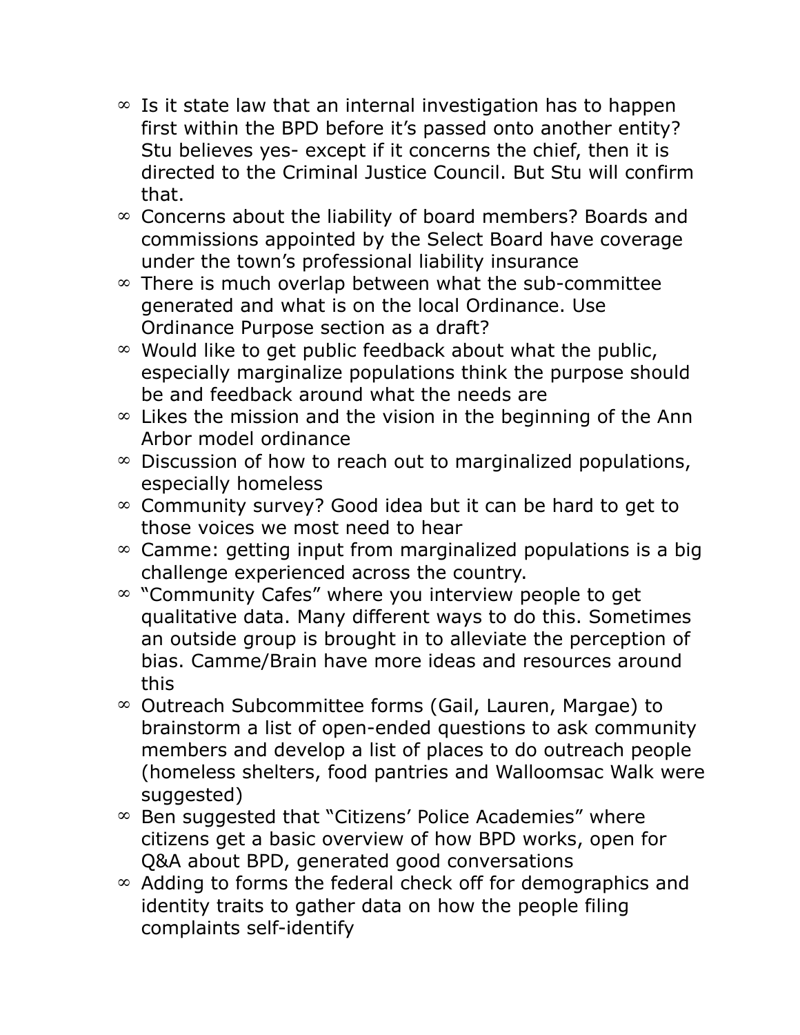- Is it state law that an internal investigation has to happen first within the BPD before it's passed onto another entity? Stu believes yes- except if it concerns the chief, then it is directed to the Criminal Justice Council. But Stu will confirm that.
- Concerns about the liability of board members? Boards and commissions appointed by the Select Board have coverage under the town's professional liability insurance
- There is much overlap between what the sub-committee generated and what is on the local Ordinance. Use Ordinance Purpose section as a draft?
- Would like to get public feedback about what the public, especially marginalize populations think the purpose should be and feedback around what the needs are
- Likes the mission and the vision in the beginning of the Ann Arbor model ordinance
- Discussion of how to reach out to marginalized populations, especially homeless
- Community survey? Good idea but it can be hard to get to those voices we most need to hear
- Camme: getting input from marginalized populations is a big challenge experienced across the country.
- "Community Cafes" where you interview people to get qualitative data. Many different ways to do this. Sometimes an outside group is brought in to alleviate the perception of bias. Camme/Brain have more ideas and resources around this
- Outreach Subcommittee forms (Gail, Lauren, Margae) to brainstorm a list of open-ended questions to ask community members and develop a list of places to do outreach people (homeless shelters, food pantries and Walloomsac Walk were suggested)
- Ben suggested that "Citizens' Police Academies" where citizens get a basic overview of how BPD works, open for Q&A about BPD, generated good conversations
- Adding to forms the federal check off for demographics and identity traits to gather data on how the people filing complaints self-identify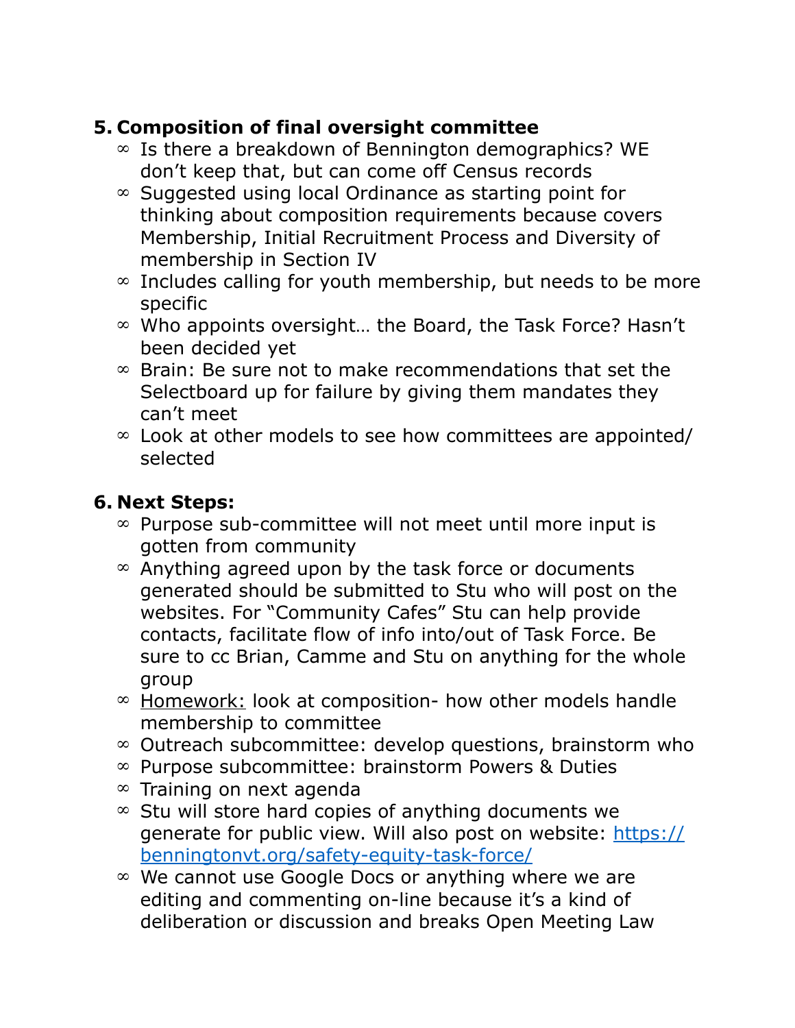5. **Composition of final oversight committee**
   - Is there a breakdown of Bennington demographics? WE don't keep that, but can come off Census records
   - Suggested using local Ordinance as starting point for thinking about composition requirements because covers Membership, Initial Recruitment Process and Diversity of membership in Section IV
   - Includes calling for youth membership, but needs to be more specific
   - Who appoints oversight… the Board, the Task Force? Hasn't been decided yet
   - Brain: Be sure not to make recommendations that set the Selectboard up for failure by giving them mandates they can't meet
   - Look at other models to see how committees are appointed/ selected

6. **Next Steps:**
   - Purpose sub-committee will not meet until more input is gotten from community
   - Anything agreed upon by the task force or documents generated should be submitted to Stu who will post on the websites. For "Community Cafes" Stu can help provide contacts, facilitate flow of info into/out of Task Force. Be sure to cc Brian, Camme and Stu on anything for the whole group
   - <u>Homework:</u> look at composition- how other models handle membership to committee
   - Outreach subcommittee: develop questions, brainstorm who
   - Purpose subcommittee: brainstorm Powers & Duties
   - Training on next agenda
   - Stu will store hard copies of anything documents we generate for public view. Will also post on website: [https://benningtonvt.org/safety-equity-task-force/](https://benningtonvt.org/safety-equity-task-force/)
   - We cannot use Google Docs or anything where we are editing and commenting on-line because it's a kind of deliberation or discussion and breaks Open Meeting Law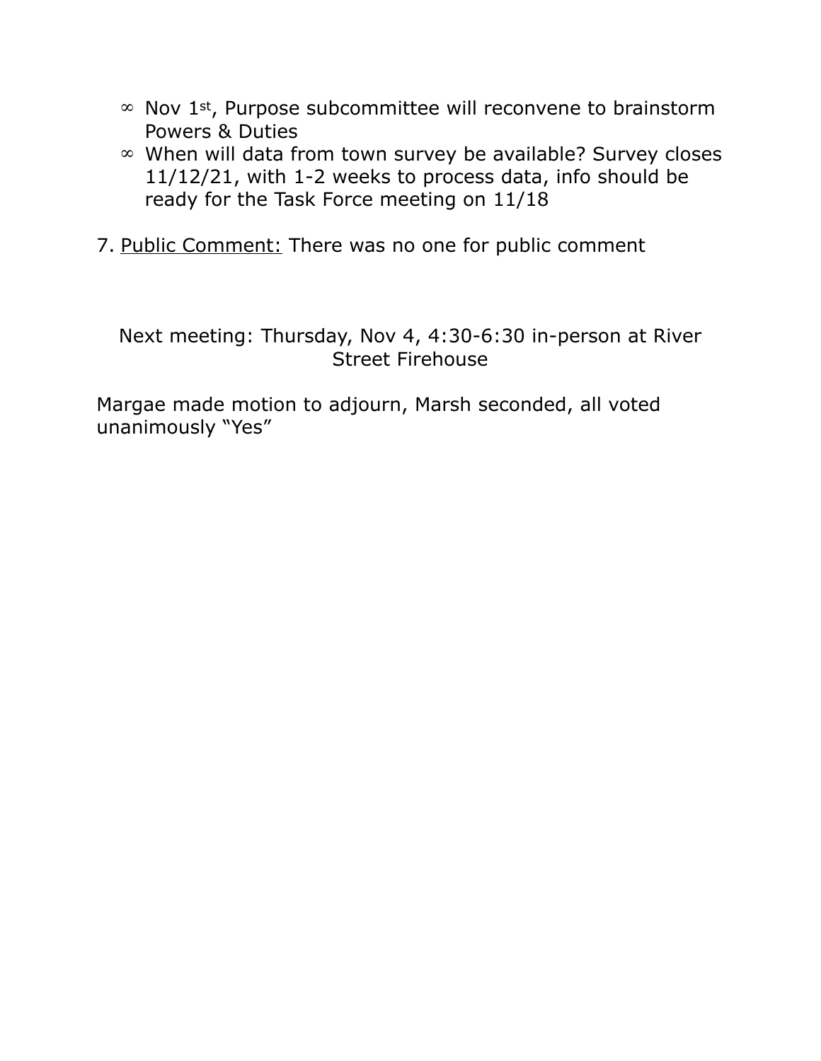- Nov 1st, Purpose subcommittee will reconvene to brainstorm Powers & Duties
- When will data from town survey be available? Survey closes 11/12/21, with 1-2 weeks to process data, info should be ready for the Task Force meeting on 11/18

7. Public Comment: There was no one for public comment

Next meeting: Thursday, Nov 4, 4:30-6:30 in-person at River Street Firehouse

Margae made motion to adjourn, Marsh seconded, all voted unanimously "Yes"